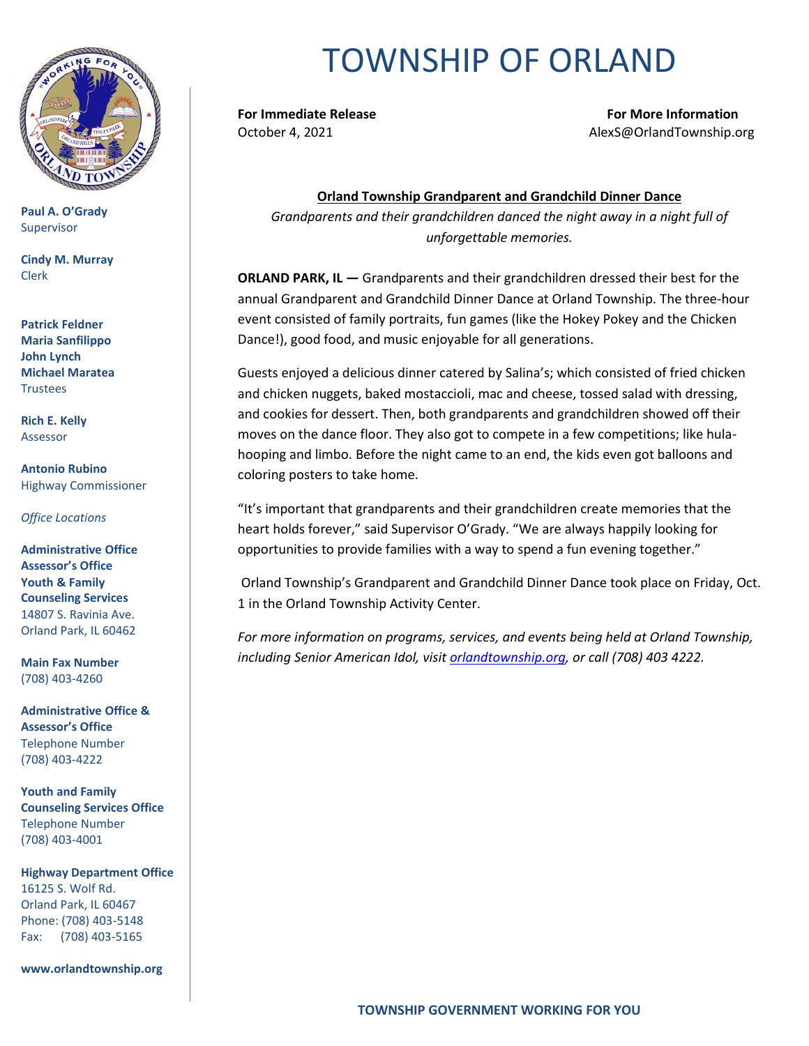# TOWNSHIP OF ORLAND

**Paul A. O'Grady**
Supervisor

**Cindy M. Murray**
Clerk

**Patrick Feldner**
**Maria Sanfilippo**
**John Lynch**
**Michael Maratea**
Trustees

**Rich E. Kelly**
Assessor

**Antonio Rubino**
Highway Commissioner

*Office Locations*

**Administrative Office**
**Assessor's Office**
**Youth & Family Counseling Services**
14807 S. Ravinia Ave.
Orland Park, IL 60462

**Main Fax Number**
(708) 403-4260

**Administrative Office & Assessor's Office**
Telephone Number
(708) 403-4222

**Youth and Family Counseling Services Office**
Telephone Number
(708) 403-4001

**Highway Department Office**
16125 S. Wolf Rd.
Orland Park, IL 60467
Phone: (708) 403-5148
Fax: (708) 403-5165

**www.orlandtownship.org**

---

**For Immediate Release**
October 4, 2021

**For More Information**
AlexS@OrlandTownship.org

**Orland Township Grandparent and Grandchild Dinner Dance**

*Grandparents and their grandchildren danced the night away in a night full of unforgettable memories.*

**ORLAND PARK, IL —** Grandparents and their grandchildren dressed their best for the annual Grandparent and Grandchild Dinner Dance at Orland Township. The three-hour event consisted of family portraits, fun games (like the Hokey Pokey and the Chicken Dance!), good food, and music enjoyable for all generations.

Guests enjoyed a delicious dinner catered by Salina's; which consisted of fried chicken and chicken nuggets, baked mostaccioli, mac and cheese, tossed salad with dressing, and cookies for dessert. Then, both grandparents and grandchildren showed off their moves on the dance floor. They also got to compete in a few competitions; like hula-hooping and limbo. Before the night came to an end, the kids even got balloons and coloring posters to take home.

"It's important that grandparents and their grandchildren create memories that the heart holds forever," said Supervisor O'Grady. "We are always happily looking for opportunities to provide families with a way to spend a fun evening together."

Orland Township's Grandparent and Grandchild Dinner Dance took place on Friday, Oct. 1 in the Orland Township Activity Center.

*For more information on programs, services, and events being held at Orland Township, including Senior American Idol, visit [orlandtownship.org](http://orlandtownship.org), or call (708) 403 4222.*

**TOWNSHIP GOVERNMENT WORKING FOR YOU**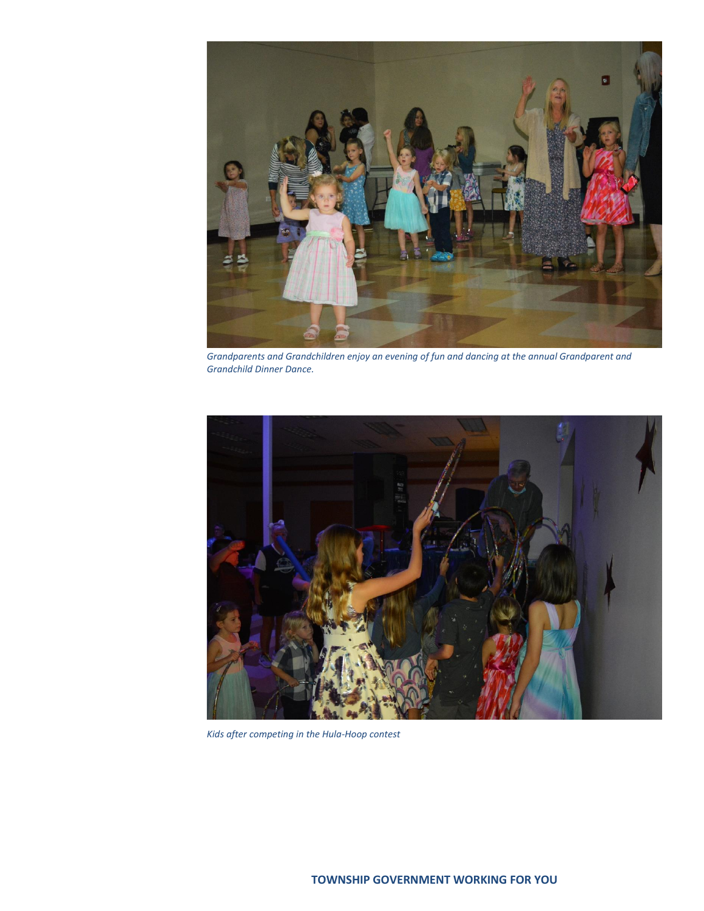*Grandparents and Grandchildren enjoy an evening of fun and dancing at the annual Grandparent and Grandchild Dinner Dance.*

*Kids after competing in the Hula-Hoop contest*

**TOWNSHIP GOVERNMENT WORKING FOR YOU**